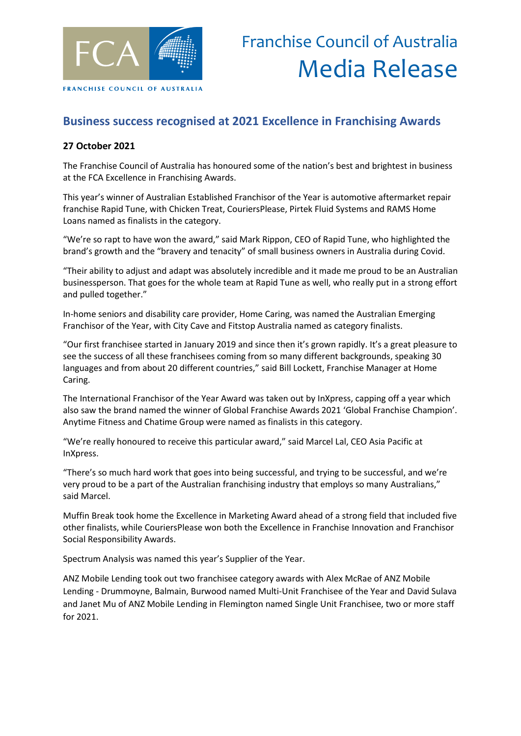Franchise Council of Australia
Media Release

## Business success recognised at 2021 Excellence in Franchising Awards

**27 October 2021**

The Franchise Council of Australia has honoured some of the nation's best and brightest in business at the FCA Excellence in Franchising Awards.

This year's winner of Australian Established Franchisor of the Year is automotive aftermarket repair franchise Rapid Tune, with Chicken Treat, CouriersPlease, Pirtek Fluid Systems and RAMS Home Loans named as finalists in the category.

"We're so rapt to have won the award," said Mark Rippon, CEO of Rapid Tune, who highlighted the brand's growth and the "bravery and tenacity" of small business owners in Australia during Covid.

"Their ability to adjust and adapt was absolutely incredible and it made me proud to be an Australian businessperson. That goes for the whole team at Rapid Tune as well, who really put in a strong effort and pulled together."

In-home seniors and disability care provider, Home Caring, was named the Australian Emerging Franchisor of the Year, with City Cave and Fitstop Australia named as category finalists.

"Our first franchisee started in January 2019 and since then it's grown rapidly. It's a great pleasure to see the success of all these franchisees coming from so many different backgrounds, speaking 30 languages and from about 20 different countries," said Bill Lockett, Franchise Manager at Home Caring.

The International Franchisor of the Year Award was taken out by InXpress, capping off a year which also saw the brand named the winner of Global Franchise Awards 2021 'Global Franchise Champion'. Anytime Fitness and Chatime Group were named as finalists in this category.

"We're really honoured to receive this particular award," said Marcel Lal, CEO Asia Pacific at InXpress.

"There's so much hard work that goes into being successful, and trying to be successful, and we're very proud to be a part of the Australian franchising industry that employs so many Australians," said Marcel.

Muffin Break took home the Excellence in Marketing Award ahead of a strong field that included five other finalists, while CouriersPlease won both the Excellence in Franchise Innovation and Franchisor Social Responsibility Awards.

Spectrum Analysis was named this year's Supplier of the Year.

ANZ Mobile Lending took out two franchisee category awards with Alex McRae of ANZ Mobile Lending - Drummoyne, Balmain, Burwood named Multi-Unit Franchisee of the Year and David Sulava and Janet Mu of ANZ Mobile Lending in Flemington named Single Unit Franchisee, two or more staff for 2021.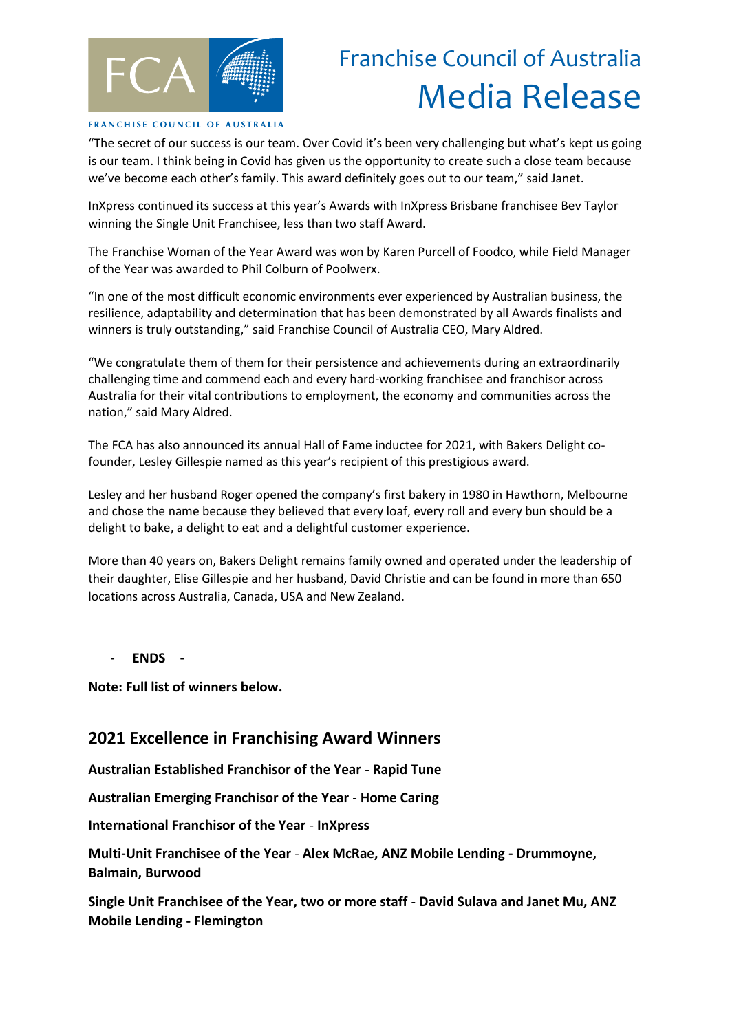"The secret of our success is our team. Over Covid it's been very challenging but what's kept us going is our team. I think being in Covid has given us the opportunity to create such a close team because we've become each other's family. This award definitely goes out to our team," said Janet.

InXpress continued its success at this year's Awards with InXpress Brisbane franchisee Bev Taylor winning the Single Unit Franchisee, less than two staff Award.

The Franchise Woman of the Year Award was won by Karen Purcell of Foodco, while Field Manager of the Year was awarded to Phil Colburn of Poolwerx.

"In one of the most difficult economic environments ever experienced by Australian business, the resilience, adaptability and determination that has been demonstrated by all Awards finalists and winners is truly outstanding," said Franchise Council of Australia CEO, Mary Aldred.

"We congratulate them of them for their persistence and achievements during an extraordinarily challenging time and commend each and every hard-working franchisee and franchisor across Australia for their vital contributions to employment, the economy and communities across the nation," said Mary Aldred.

The FCA has also announced its annual Hall of Fame inductee for 2021, with Bakers Delight co-founder, Lesley Gillespie named as this year's recipient of this prestigious award.

Lesley and her husband Roger opened the company's first bakery in 1980 in Hawthorn, Melbourne and chose the name because they believed that every loaf, every roll and every bun should be a delight to bake, a delight to eat and a delightful customer experience.

More than 40 years on, Bakers Delight remains family owned and operated under the leadership of their daughter, Elise Gillespie and her husband, David Christie and can be found in more than 650 locations across Australia, Canada, USA and New Zealand.

- **ENDS** -

**Note: Full list of winners below.**

## 2021 Excellence in Franchising Award Winners

**Australian Established Franchisor of the Year** - **Rapid Tune**

**Australian Emerging Franchisor of the Year** - **Home Caring**

**International Franchisor of the Year** - **InXpress**

**Multi-Unit Franchisee of the Year** - **Alex McRae, ANZ Mobile Lending - Drummoyne, Balmain, Burwood**

**Single Unit Franchisee of the Year, two or more staff** - **David Sulava and Janet Mu, ANZ Mobile Lending - Flemington**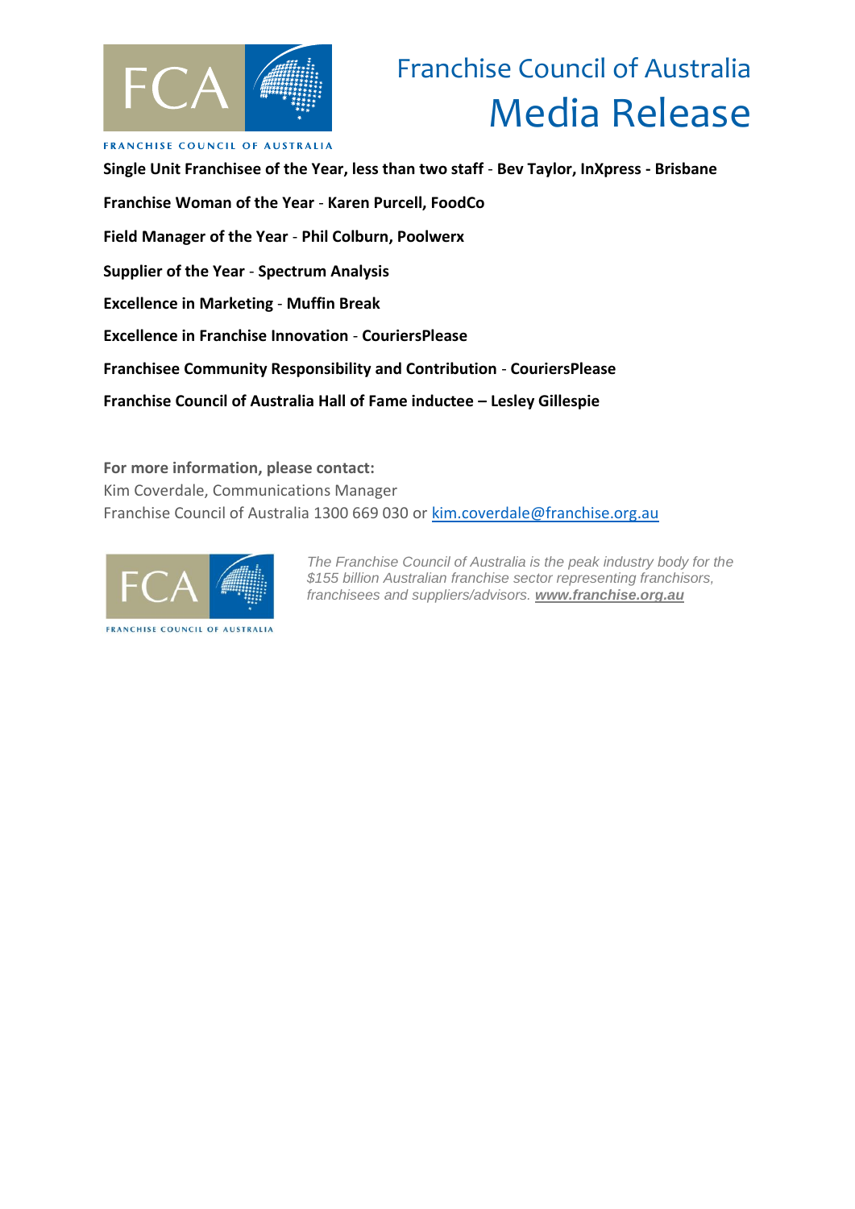**Single Unit Franchisee of the Year, less than two staff - Bev Taylor, InXpress - Brisbane**

**Franchise Woman of the Year - Karen Purcell, FoodCo**

**Field Manager of the Year - Phil Colburn, Poolwerx**

**Supplier of the Year - Spectrum Analysis**

**Excellence in Marketing - Muffin Break**

**Excellence in Franchise Innovation - CouriersPlease**

**Franchisee Community Responsibility and Contribution - CouriersPlease**

**Franchise Council of Australia Hall of Fame inductee – Lesley Gillespie**

**For more information, please contact:**
Kim Coverdale, Communications Manager
Franchise Council of Australia 1300 669 030 or kim.coverdale@franchise.org.au

*The Franchise Council of Australia is the peak industry body for the $155 billion Australian franchise sector representing franchisors, franchisees and suppliers/advisors.* ***www.franchise.org.au***